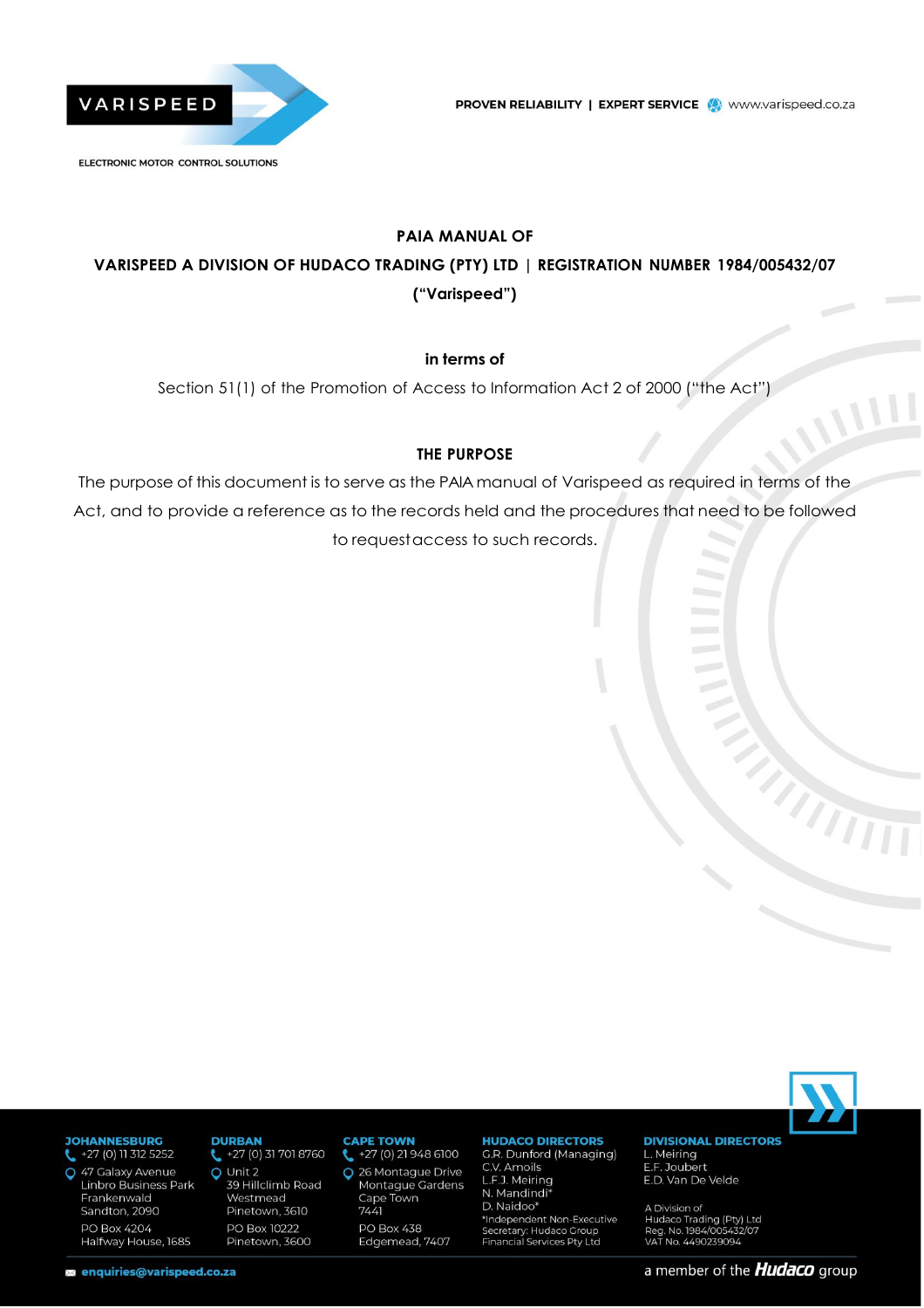# PAIA MANUAL OF

## VARISPEED A DIVISION OF HUDACO TRADING (PTY) LTD | REGISTRATION NUMBER 1984/005432/07 ("Varispeed")

**in terms of**

Section 51(1) of the Promotion of Access to Information Act 2 of 2000 ("the Act")

### THE PURPOSE

The purpose of this document is to serve as the PAIA manual of Varispeed as required in terms of the Act, and to provide a reference as to the records held and the procedures that need to be followed to request access to such records.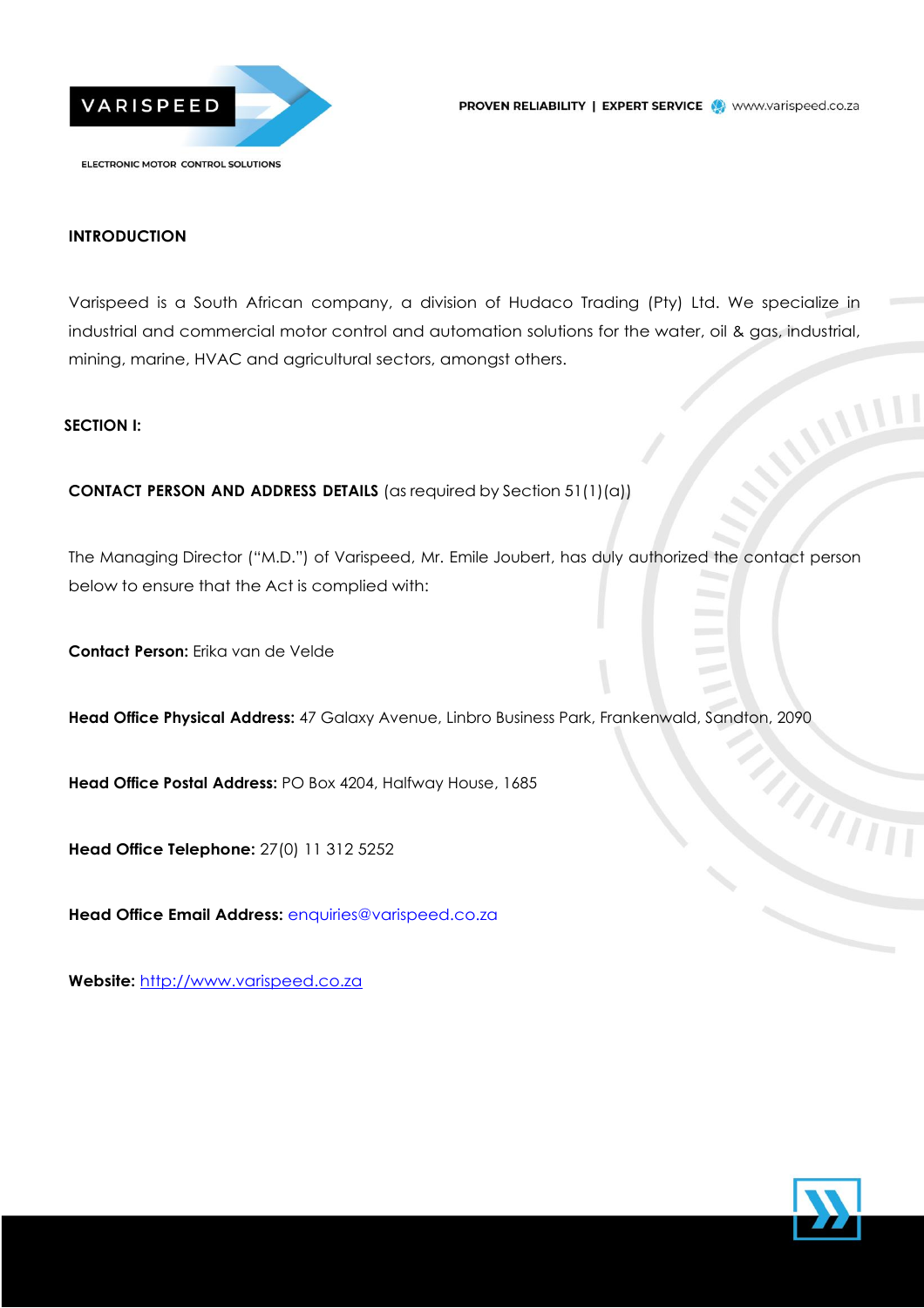## INTRODUCTION

Varispeed is a South African company, a division of Hudaco Trading (Pty) Ltd. We specialize in industrial and commercial motor control and automation solutions for the water, oil & gas, industrial, mining, marine, HVAC and agricultural sectors, amongst others.

## SECTION I:

**CONTACT PERSON AND ADDRESS DETAILS** (as required by Section 51(1)(a))

The Managing Director ("M.D.") of Varispeed, Mr. Emile Joubert, has duly authorized the contact person below to ensure that the Act is complied with:

**Contact Person:** Erika van de Velde

**Head Office Physical Address:** 47 Galaxy Avenue, Linbro Business Park, Frankenwald, Sandton, 2090

**Head Office Postal Address:** PO Box 4204, Halfway House, 1685

**Head Office Telephone:** 27(0) 11 312 5252

**Head Office Email Address:** enquiries@varispeed.co.za

**Website:** http://www.varispeed.co.za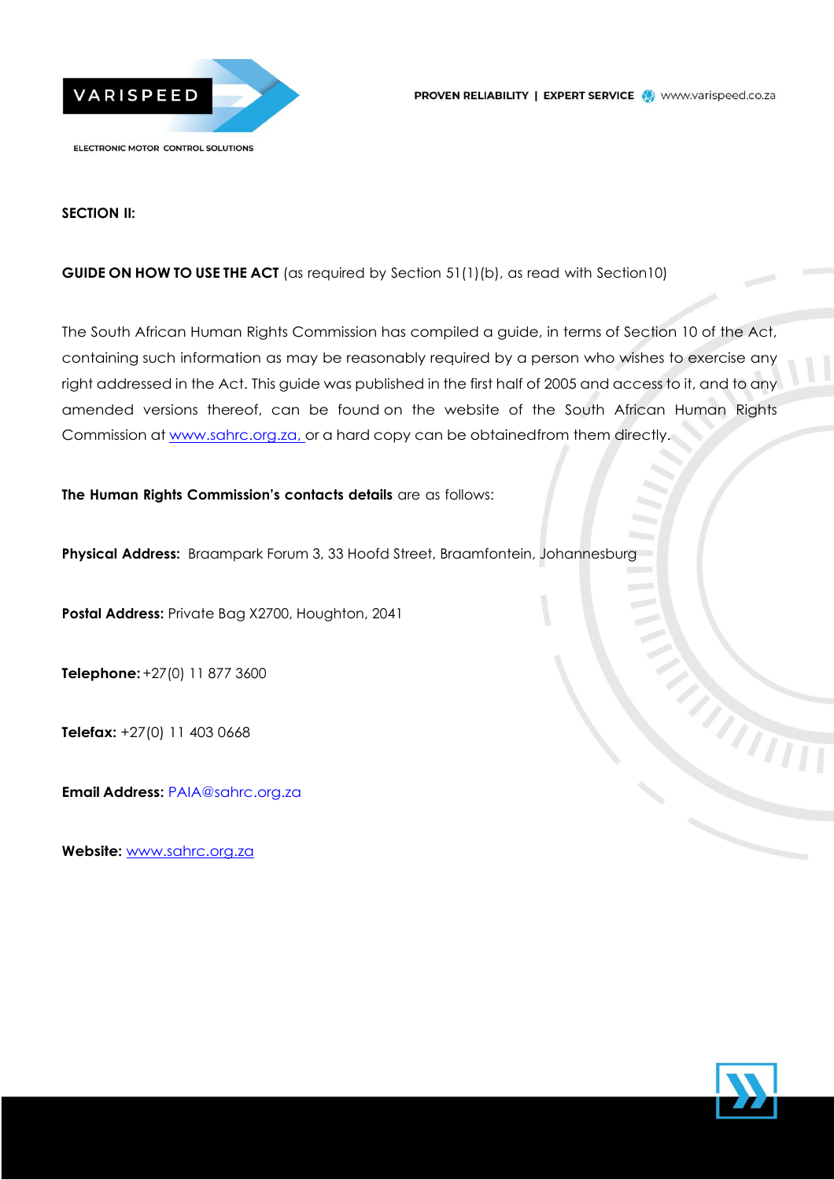**SECTION II:**

**GUIDE ON HOW TO USE THE ACT** (as required by Section 51(1)(b), as read with Section10)

The South African Human Rights Commission has compiled a guide, in terms of Section 10 of the Act, containing such information as may be reasonably required by a person who wishes to exercise any right addressed in the Act. This guide was published in the first half of 2005 and access to it, and to any amended versions thereof, can be found on the website of the South African Human Rights Commission at www.sahrc.org.za, or a hard copy can be obtainedfrom them directly.

**The Human Rights Commission's contacts details** are as follows:

**Physical Address:** Braampark Forum 3, 33 Hoofd Street, Braamfontein, Johannesburg

**Postal Address:** Private Bag X2700, Houghton, 2041

**Telephone:** +27(0) 11 877 3600

**Telefax:** +27(0) 11 403 0668

**Email Address:** PAIA@sahrc.org.za

**Website:** www.sahrc.org.za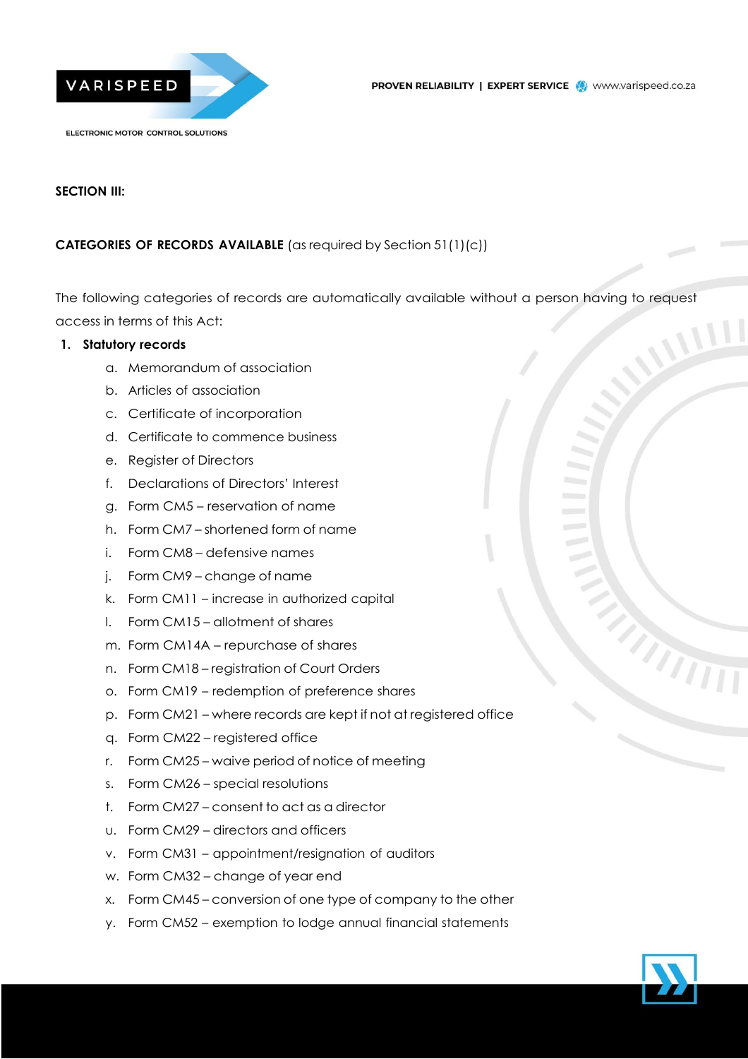**SECTION III:**

**CATEGORIES OF RECORDS AVAILABLE** (as required by Section 51(1)(c))

The following categories of records are automatically available without a person having to request access in terms of this Act:

1. **Statutory records**

   a. Memorandum of association
   b. Articles of association
   c. Certificate of incorporation
   d. Certificate to commence business
   e. Register of Directors
   f. Declarations of Directors' Interest
   g. Form CM5 – reservation of name
   h. Form CM7 – shortened form of name
   i. Form CM8 – defensive names
   j. Form CM9 – change of name
   k. Form CM11 – increase in authorized capital
   l. Form CM15 – allotment of shares
   m. Form CM14A – repurchase of shares
   n. Form CM18 – registration of Court Orders
   o. Form CM19 – redemption of preference shares
   p. Form CM21 – where records are kept if not at registered office
   q. Form CM22 – registered office
   r. Form CM25 – waive period of notice of meeting
   s. Form CM26 – special resolutions
   t. Form CM27 – consent to act as a director
   u. Form CM29 – directors and officers
   v. Form CM31 – appointment/resignation of auditors
   w. Form CM32 – change of year end
   x. Form CM45 – conversion of one type of company to the other
   y. Form CM52 – exemption to lodge annual financial statements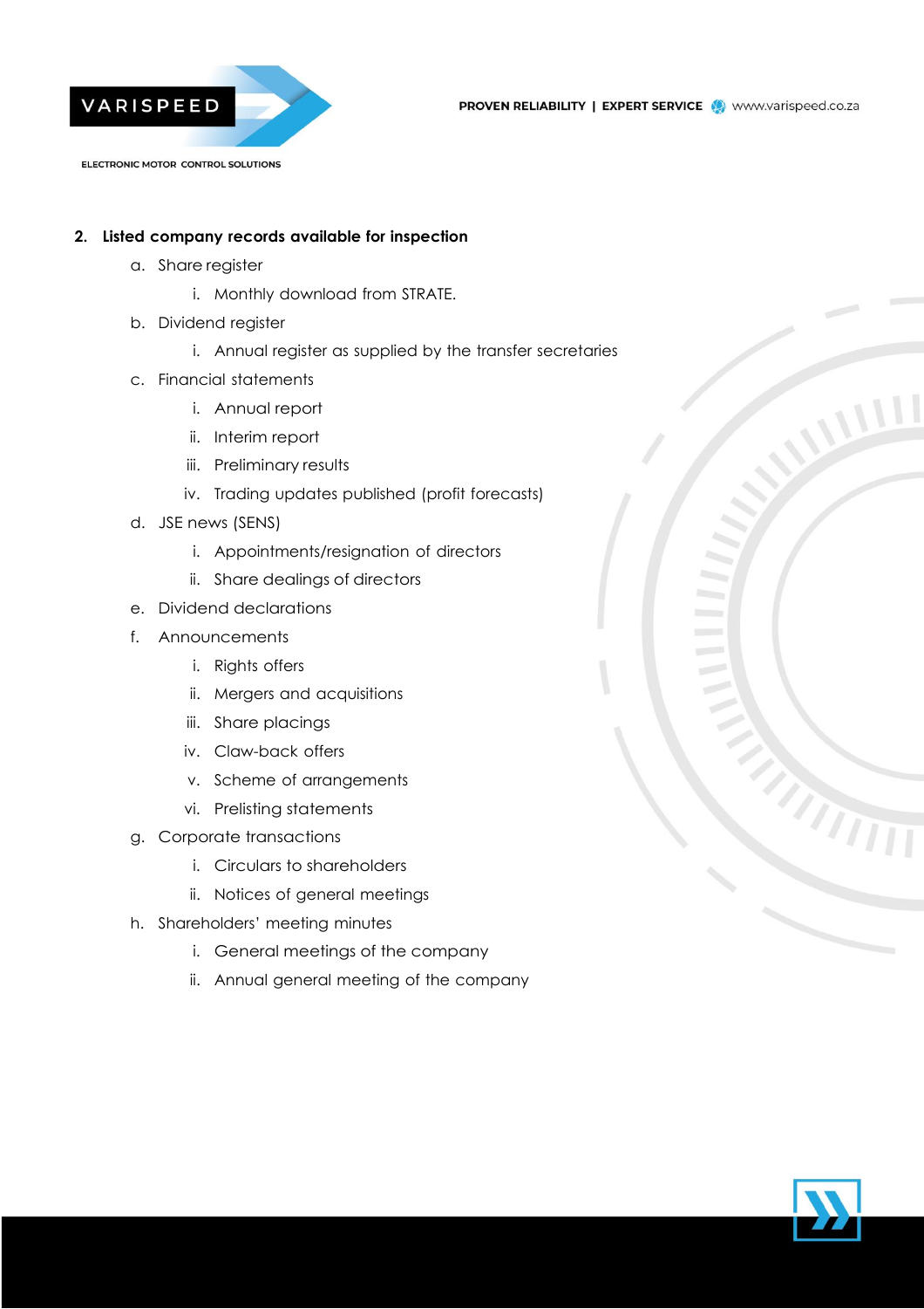2. **Listed company records available for inspection**
   a. Share register
      i. Monthly download from STRATE.
   b. Dividend register
      i. Annual register as supplied by the transfer secretaries
   c. Financial statements
      i. Annual report
      ii. Interim report
      iii. Preliminary results
      iv. Trading updates published (profit forecasts)
   d. JSE news (SENS)
      i. Appointments/resignation of directors
      ii. Share dealings of directors
   e. Dividend declarations
   f. Announcements
      i. Rights offers
      ii. Mergers and acquisitions
      iii. Share placings
      iv. Claw-back offers
      v. Scheme of arrangements
      vi. Prelisting statements
   g. Corporate transactions
      i. Circulars to shareholders
      ii. Notices of general meetings
   h. Shareholders' meeting minutes
      i. General meetings of the company
      ii. Annual general meeting of the company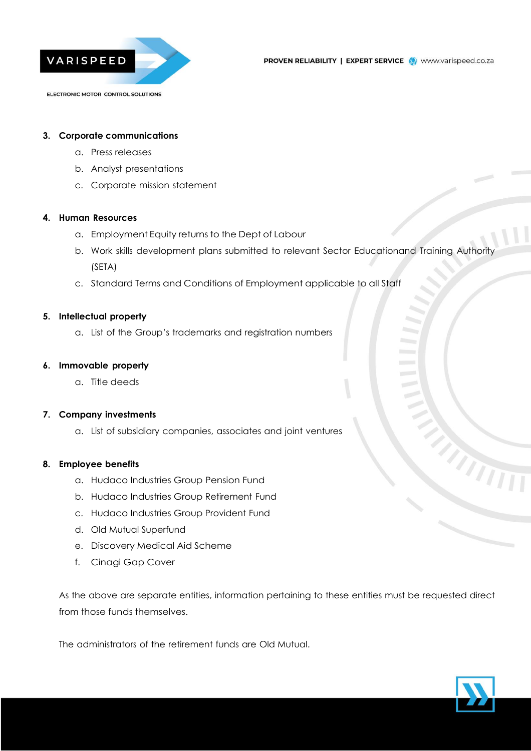3. **Corporate communications**
    a. Press releases
    b. Analyst presentations
    c. Corporate mission statement

4. **Human Resources**
    a. Employment Equity returns to the Dept of Labour
    b. Work skills development plans submitted to relevant Sector Educationand Training Authority (SETA)
    c. Standard Terms and Conditions of Employment applicable to all Staff

5. **Intellectual property**
    a. List of the Group's trademarks and registration numbers

6. **Immovable property**
    a. Title deeds

7. **Company investments**
    a. List of subsidiary companies, associates and joint ventures

8. **Employee benefits**
    a. Hudaco Industries Group Pension Fund
    b. Hudaco Industries Group Retirement Fund
    c. Hudaco Industries Group Provident Fund
    d. Old Mutual Superfund
    e. Discovery Medical Aid Scheme
    f. Cinagi Gap Cover

As the above are separate entities, information pertaining to these entities must be requested direct from those funds themselves.

The administrators of the retirement funds are Old Mutual.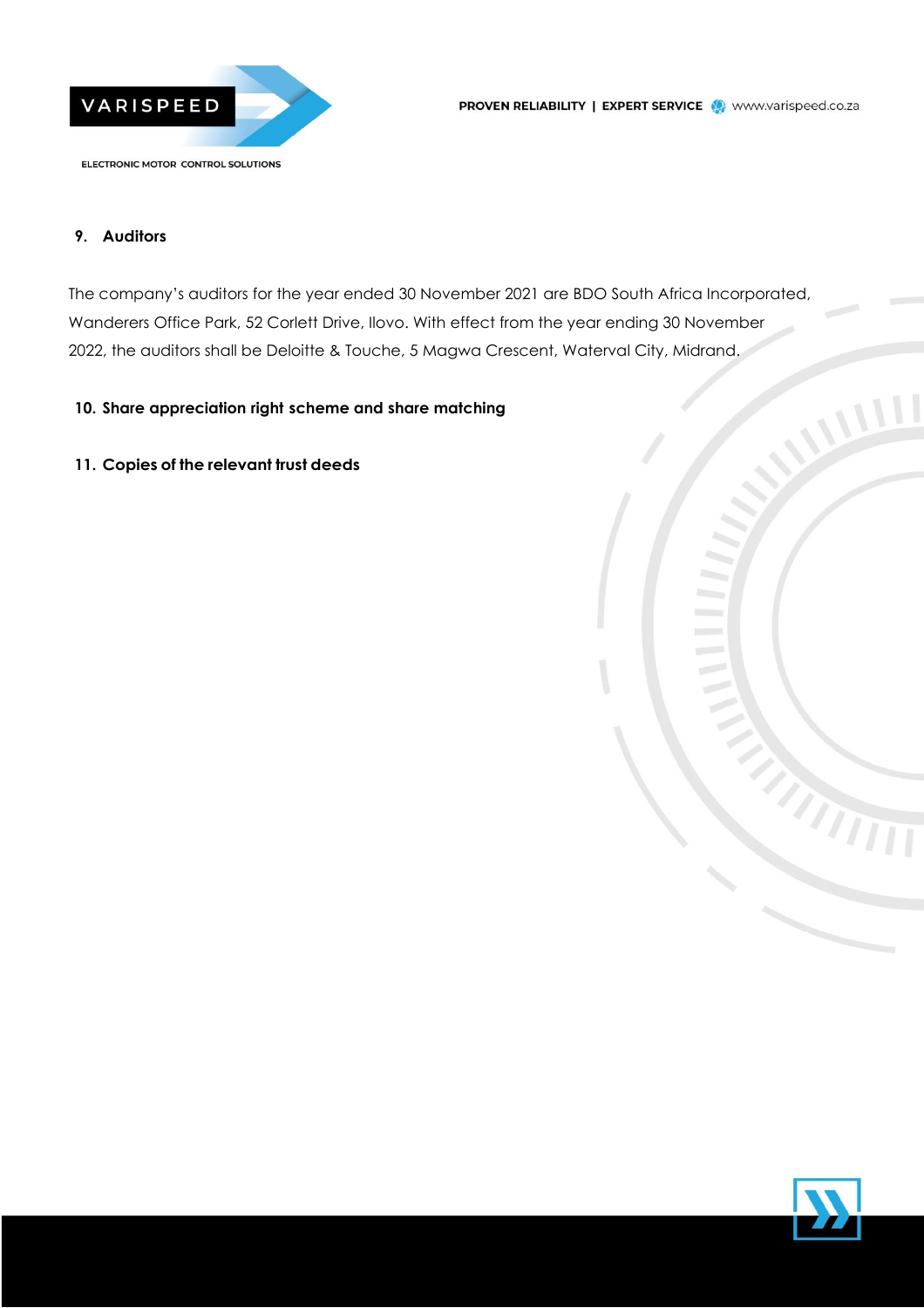## 9. Auditors

The company's auditors for the year ended 30 November 2021 are BDO South Africa Incorporated, Wanderers Office Park, 52 Corlett Drive, Illovo. With effect from the year ending 30 November 2022, the auditors shall be Deloitte & Touche, 5 Magwa Crescent, Waterval City, Midrand.

## 10. Share appreciation right scheme and share matching

## 11. Copies of the relevant trust deeds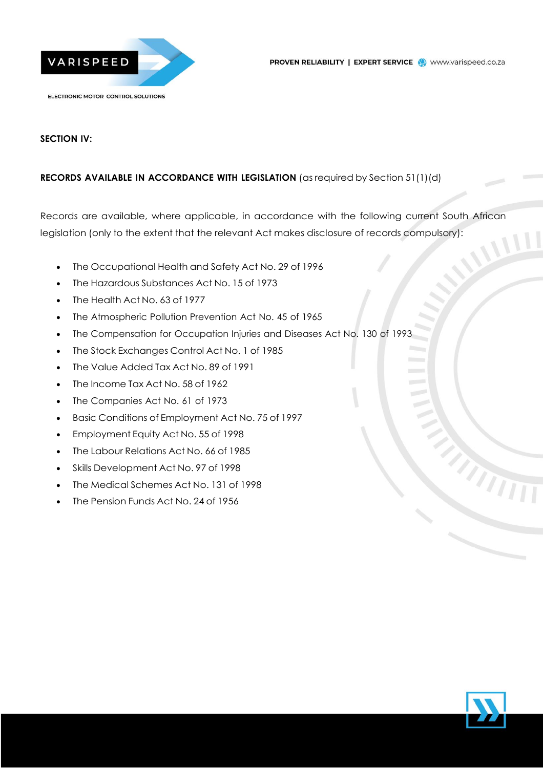**SECTION IV:**

**RECORDS AVAILABLE IN ACCORDANCE WITH LEGISLATION** (as required by Section 51(1)(d)

Records are available, where applicable, in accordance with the following current South African legislation (only to the extent that the relevant Act makes disclosure of records compulsory):

- The Occupational Health and Safety Act No. 29 of 1996
- The Hazardous Substances Act No. 15 of 1973
- The Health Act No. 63 of 1977
- The Atmospheric Pollution Prevention Act No. 45 of 1965
- The Compensation for Occupation Injuries and Diseases Act No. 130 of 1993
- The Stock Exchanges Control Act No. 1 of 1985
- The Value Added Tax Act No. 89 of 1991
- The Income Tax Act No. 58 of 1962
- The Companies Act No. 61 of 1973
- Basic Conditions of Employment Act No. 75 of 1997
- Employment Equity Act No. 55 of 1998
- The Labour Relations Act No. 66 of 1985
- Skills Development Act No. 97 of 1998
- The Medical Schemes Act No. 131 of 1998
- The Pension Funds Act No. 24 of 1956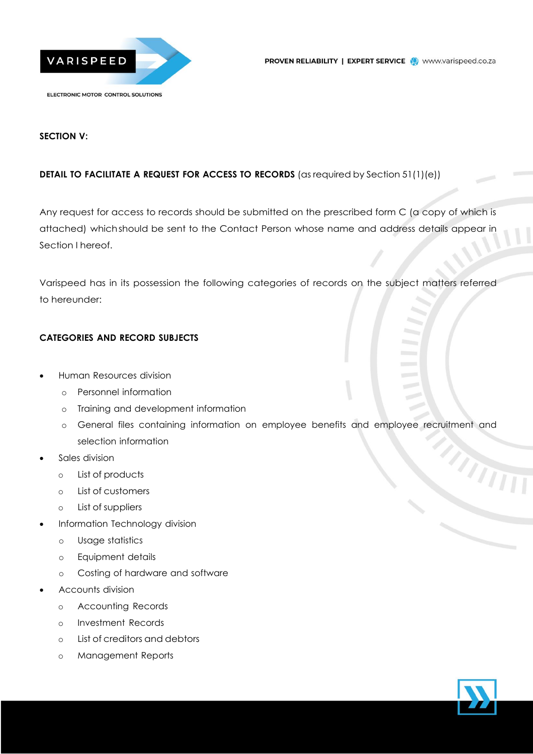**SECTION V:**

**DETAIL TO FACILITATE A REQUEST FOR ACCESS TO RECORDS** (as required by Section 51(1)(e))

Any request for access to records should be submitted on the prescribed form C (a copy of which is attached) which should be sent to the Contact Person whose name and address details appear in Section I hereof.

Varispeed has in its possession the following categories of records on the subject matters referred to hereunder:

**CATEGORIES AND RECORD SUBJECTS**

- Human Resources division
  - Personnel information
  - Training and development information
  - General files containing information on employee benefits and employee recruitment and selection information
- Sales division
  - List of products
  - List of customers
  - List of suppliers
- Information Technology division
  - Usage statistics
  - Equipment details
  - Costing of hardware and software
- Accounts division
  - Accounting Records
  - Investment Records
  - List of creditors and debtors
  - Management Reports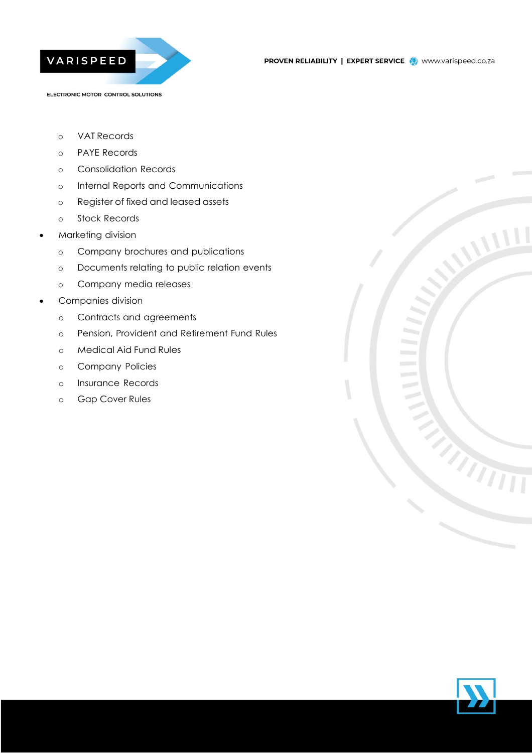- VAT Records
  - PAYE Records
  - Consolidation Records
  - Internal Reports and Communications
  - Register of fixed and leased assets
  - Stock Records
- Marketing division
  - Company brochures and publications
  - Documents relating to public relation events
  - Company media releases
- Companies division
  - Contracts and agreements
  - Pension, Provident and Retirement Fund Rules
  - Medical Aid Fund Rules
  - Company Policies
  - Insurance Records
  - Gap Cover Rules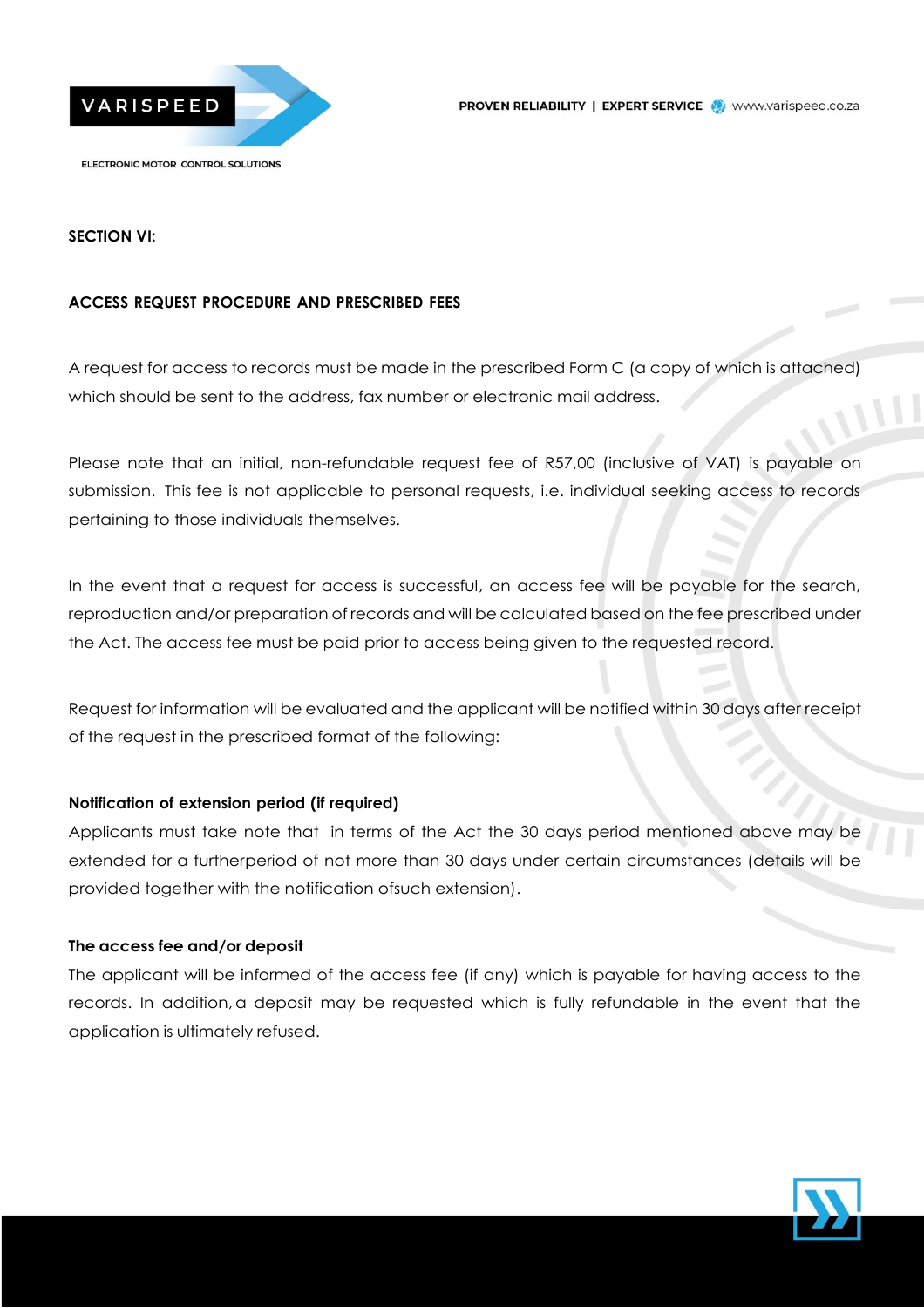**SECTION VI:**

**ACCESS REQUEST PROCEDURE AND PRESCRIBED FEES**

A request for access to records must be made in the prescribed Form C (a copy of which is attached) which should be sent to the address, fax number or electronic mail address.

Please note that an initial, non-refundable request fee of R57,00 (inclusive of VAT) is payable on submission. This fee is not applicable to personal requests, i.e. individual seeking access to records pertaining to those individuals themselves.

In the event that a request for access is successful, an access fee will be payable for the search, reproduction and/or preparation of records and will be calculated based on the fee prescribed under the Act. The access fee must be paid prior to access being given to the requested record.

Request for information will be evaluated and the applicant will be notified within 30 days after receipt of the request in the prescribed format of the following:

**Notification of extension period (if required)**

Applicants must take note that in terms of the Act the 30 days period mentioned above may be extended for a furtherperiod of not more than 30 days under certain circumstances (details will be provided together with the notification ofsuch extension).

**The access fee and/or deposit**

The applicant will be informed of the access fee (if any) which is payable for having access to the records. In addition, a deposit may be requested which is fully refundable in the event that the application is ultimately refused.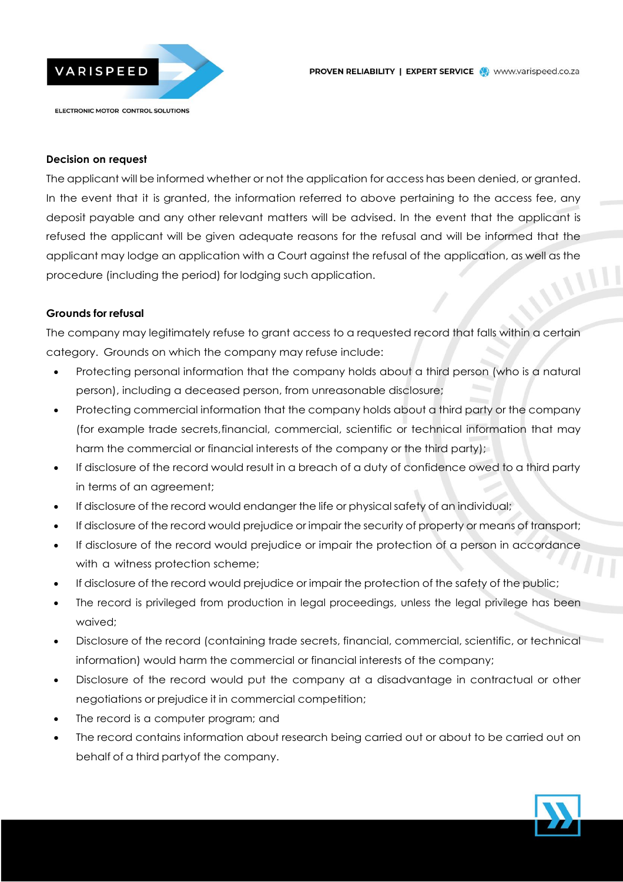**Decision on request**

The applicant will be informed whether or not the application for access has been denied, or granted. In the event that it is granted, the information referred to above pertaining to the access fee, any deposit payable and any other relevant matters will be advised. In the event that the applicant is refused the applicant will be given adequate reasons for the refusal and will be informed that the applicant may lodge an application with a Court against the refusal of the application, as well as the procedure (including the period) for lodging such application.

**Grounds for refusal**

The company may legitimately refuse to grant access to a requested record that falls within a certain category. Grounds on which the company may refuse include:

- Protecting personal information that the company holds about a third person (who is a natural person), including a deceased person, from unreasonable disclosure;
- Protecting commercial information that the company holds about a third party or the company (for example trade secrets,financial, commercial, scientific or technical information that may harm the commercial or financial interests of the company or the third party);
- If disclosure of the record would result in a breach of a duty of confidence owed to a third party in terms of an agreement;
- If disclosure of the record would endanger the life or physical safety of an individual;
- If disclosure of the record would prejudice or impair the security of property or means of transport;
- If disclosure of the record would prejudice or impair the protection of a person in accordance with a witness protection scheme;
- If disclosure of the record would prejudice or impair the protection of the safety of the public;
- The record is privileged from production in legal proceedings, unless the legal privilege has been waived;
- Disclosure of the record (containing trade secrets, financial, commercial, scientific, or technical information) would harm the commercial or financial interests of the company;
- Disclosure of the record would put the company at a disadvantage in contractual or other negotiations or prejudice it in commercial competition;
- The record is a computer program; and
- The record contains information about research being carried out or about to be carried out on behalf of a third partyof the company.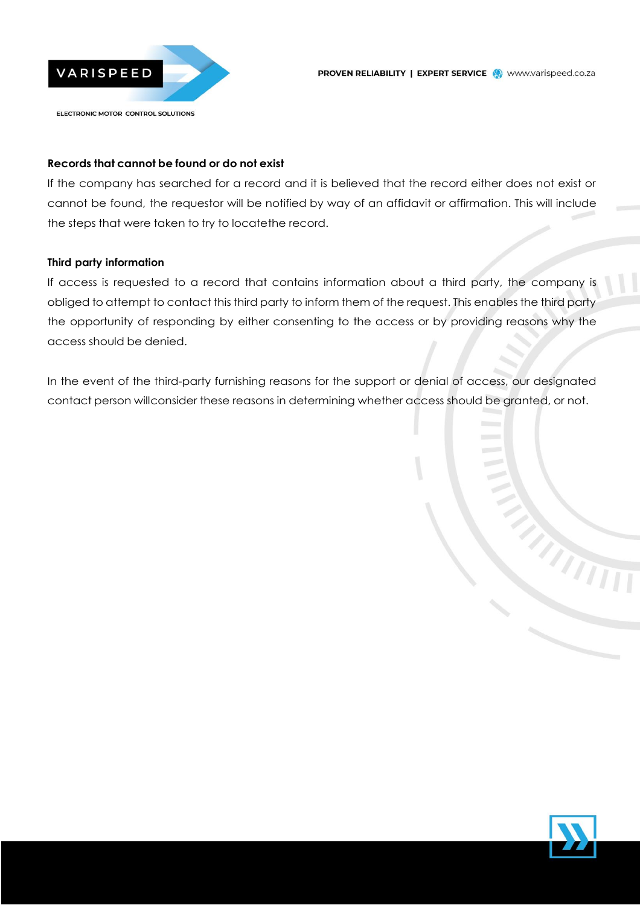**Records that cannot be found or do not exist**

If the company has searched for a record and it is believed that the record either does not exist or cannot be found, the requestor will be notified by way of an affidavit or affirmation. This will include the steps that were taken to try to locatethe record.

**Third party information**

If access is requested to a record that contains information about a third party, the company is obliged to attempt to contact this third party to inform them of the request. This enables the third party the opportunity of responding by either consenting to the access or by providing reasons why the access should be denied.

In the event of the third-party furnishing reasons for the support or denial of access, our designated contact person willconsider these reasons in determining whether access should be granted, or not.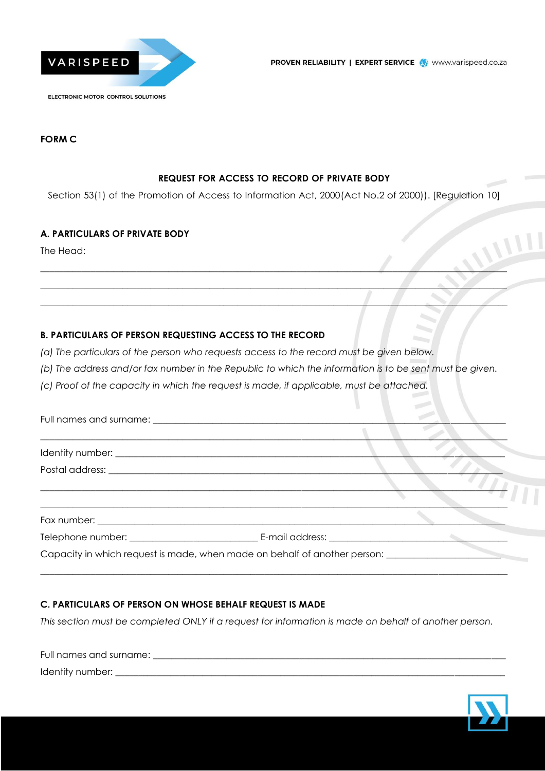**FORM C**

**REQUEST FOR ACCESS TO RECORD OF PRIVATE BODY**

Section 53(1) of the Promotion of Access to Information Act, 2000(Act No.2 of 2000)). [Regulation 10]

**A. PARTICULARS OF PRIVATE BODY**

The Head:

\_\_\_\_\_\_\_\_\_\_\_\_\_\_\_\_\_\_\_\_\_\_\_\_\_\_\_\_\_\_\_\_\_\_\_\_\_\_\_\_\_\_\_\_\_\_\_\_\_\_\_\_\_\_\_\_\_\_\_\_\_\_\_\_\_\_\_\_\_\_\_\_\_\_\_\_\_\_

\_\_\_\_\_\_\_\_\_\_\_\_\_\_\_\_\_\_\_\_\_\_\_\_\_\_\_\_\_\_\_\_\_\_\_\_\_\_\_\_\_\_\_\_\_\_\_\_\_\_\_\_\_\_\_\_\_\_\_\_\_\_\_\_\_\_\_\_\_\_\_\_\_\_\_\_\_\_

\_\_\_\_\_\_\_\_\_\_\_\_\_\_\_\_\_\_\_\_\_\_\_\_\_\_\_\_\_\_\_\_\_\_\_\_\_\_\_\_\_\_\_\_\_\_\_\_\_\_\_\_\_\_\_\_\_\_\_\_\_\_\_\_\_\_\_\_\_\_\_\_\_\_\_\_\_\_

**B. PARTICULARS OF PERSON REQUESTING ACCESS TO THE RECORD**

*(a) The particulars of the person who requests access to the record must be given below.*

*(b) The address and/or fax number in the Republic to which the information is to be sent must be given.*

*(c) Proof of the capacity in which the request is made, if applicable, must be attached.*

Full names and surname: \_\_\_\_\_\_\_\_\_\_\_\_\_\_\_\_\_\_\_\_\_\_\_\_\_\_\_\_\_\_\_\_\_\_\_\_\_\_\_\_\_\_\_\_\_\_\_\_\_\_\_\_\_\_\_\_

\_\_\_\_\_\_\_\_\_\_\_\_\_\_\_\_\_\_\_\_\_\_\_\_\_\_\_\_\_\_\_\_\_\_\_\_\_\_\_\_\_\_\_\_\_\_\_\_\_\_\_\_\_\_\_\_\_\_\_\_\_\_\_\_\_\_\_\_\_\_\_\_\_\_\_\_\_\_

Identity number: \_\_\_\_\_\_\_\_\_\_\_\_\_\_\_\_\_\_\_\_\_\_\_\_\_\_\_\_\_\_\_\_\_\_\_\_\_\_\_\_\_\_\_\_\_\_\_\_\_\_\_\_\_\_\_\_\_\_\_\_\_\_\_

Postal address: \_\_\_\_\_\_\_\_\_\_\_\_\_\_\_\_\_\_\_\_\_\_\_\_\_\_\_\_\_\_\_\_\_\_\_\_\_\_\_\_\_\_\_\_\_\_\_\_\_\_\_\_\_\_\_\_\_\_\_\_\_\_\_\_

\_\_\_\_\_\_\_\_\_\_\_\_\_\_\_\_\_\_\_\_\_\_\_\_\_\_\_\_\_\_\_\_\_\_\_\_\_\_\_\_\_\_\_\_\_\_\_\_\_\_\_\_\_\_\_\_\_\_\_\_\_\_\_\_\_\_\_\_\_\_\_\_\_\_\_\_\_\_

\_\_\_\_\_\_\_\_\_\_\_\_\_\_\_\_\_\_\_\_\_\_\_\_\_\_\_\_\_\_\_\_\_\_\_\_\_\_\_\_\_\_\_\_\_\_\_\_\_\_\_\_\_\_\_\_\_\_\_\_\_\_\_\_\_\_\_\_\_\_\_\_\_\_\_\_\_\_

Fax number: \_\_\_\_\_\_\_\_\_\_\_\_\_\_\_\_\_\_\_\_\_\_\_\_\_\_\_\_\_\_\_\_\_\_\_\_\_\_\_\_\_\_\_\_\_\_\_\_\_\_\_\_\_\_\_\_\_\_\_\_\_\_\_\_\_\_

Telephone number: \_\_\_\_\_\_\_\_\_\_\_\_\_\_\_\_\_\_\_\_\_\_\_\_ E-mail address: \_\_\_\_\_\_\_\_\_\_\_\_\_\_\_\_\_\_\_\_\_\_\_\_\_\_\_\_\_\_

Capacity in which request is made, when made on behalf of another person: \_\_\_\_\_\_\_\_\_\_\_\_\_\_\_\_\_\_\_\_\_\_

\_\_\_\_\_\_\_\_\_\_\_\_\_\_\_\_\_\_\_\_\_\_\_\_\_\_\_\_\_\_\_\_\_\_\_\_\_\_\_\_\_\_\_\_\_\_\_\_\_\_\_\_\_\_\_\_\_\_\_\_\_\_\_\_\_\_\_\_\_\_\_\_\_\_\_\_\_\_

**C. PARTICULARS OF PERSON ON WHOSE BEHALF REQUEST IS MADE**

*This section must be completed ONLY if a request for information is made on behalf of another person.*

Full names and surname: \_\_\_\_\_\_\_\_\_\_\_\_\_\_\_\_\_\_\_\_\_\_\_\_\_\_\_\_\_\_\_\_\_\_\_\_\_\_\_\_\_\_\_\_\_\_\_\_\_\_\_\_\_\_\_\_

Identity number: \_\_\_\_\_\_\_\_\_\_\_\_\_\_\_\_\_\_\_\_\_\_\_\_\_\_\_\_\_\_\_\_\_\_\_\_\_\_\_\_\_\_\_\_\_\_\_\_\_\_\_\_\_\_\_\_\_\_\_\_\_\_\_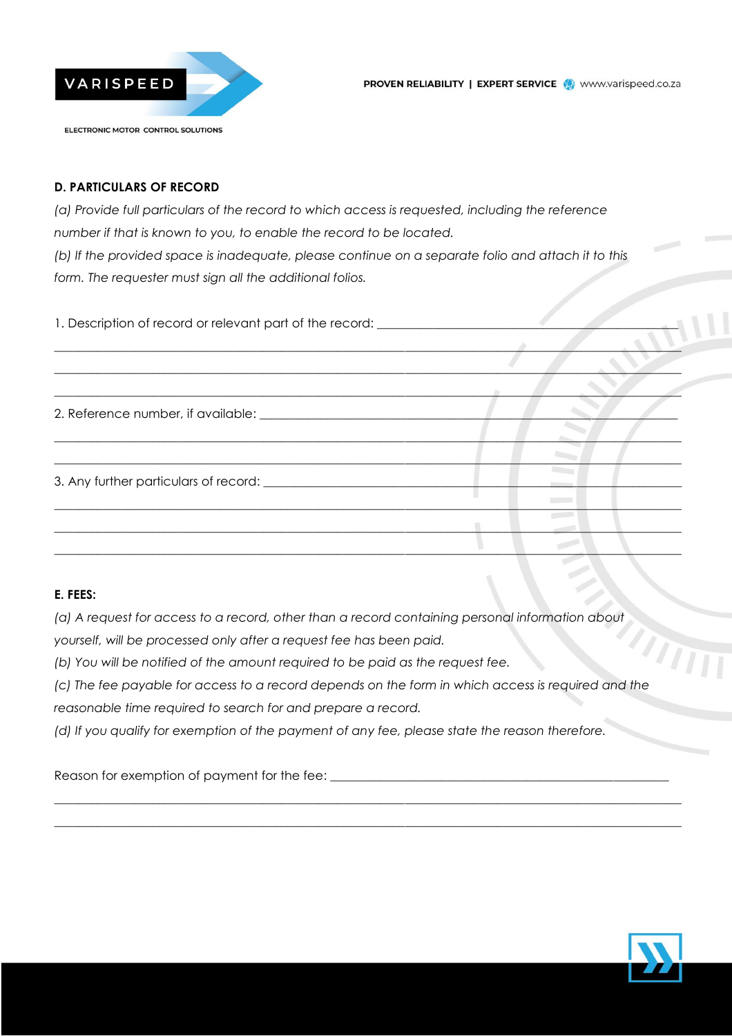**D. PARTICULARS OF RECORD**

*(a) Provide full particulars of the record to which access is requested, including the reference number if that is known to you, to enable the record to be located.*

*(b) If the provided space is inadequate, please continue on a separate folio and attach it to this form. The requester must sign all the additional folios.*

1. Description of record or relevant part of the record: ______________________________________________

_____________________________________________________________________________________________

_____________________________________________________________________________________________

_____________________________________________________________________________________________

2. Reference number, if available: ______________________________________________________________

_____________________________________________________________________________________________

_____________________________________________________________________________________________

3. Any further particulars of record: _____________________________________________________________

_____________________________________________________________________________________________

_____________________________________________________________________________________________

_____________________________________________________________________________________________

**E. FEES:**

*(a) A request for access to a record, other than a record containing personal information about yourself, will be processed only after a request fee has been paid.*

*(b) You will be notified of the amount required to be paid as the request fee.*

*(c) The fee payable for access to a record depends on the form in which access is required and the reasonable time required to search for and prepare a record.*

*(d) If you qualify for exemption of the payment of any fee, please state the reason therefore.*

Reason for exemption of payment for the fee: ____________________________________________________

_____________________________________________________________________________________________

_____________________________________________________________________________________________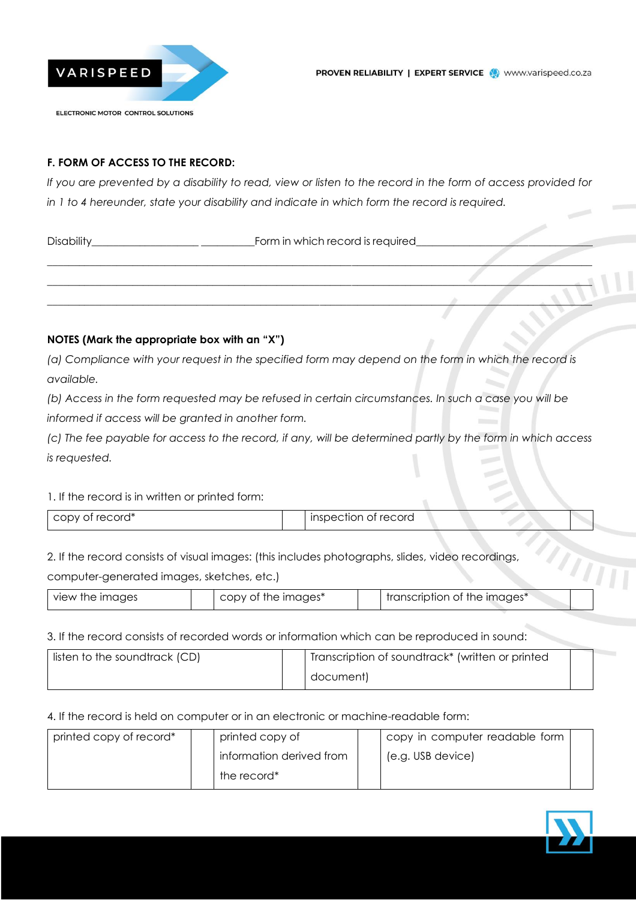### F. FORM OF ACCESS TO THE RECORD:

*If you are prevented by a disability to read, view or listen to the record in the form of access provided for in 1 to 4 hereunder, state your disability and indicate in which form the record is required.*

Disability____________________ __________Form in which record is required________________________________

________________________________________________________________________________________________

________________________________________________________________________________________________

________________________________________________________________________________________________

**NOTES (Mark the appropriate box with an "X")**

*(a) Compliance with your request in the specified form may depend on the form in which the record is available.*

*(b) Access in the form requested may be refused in certain circumstances. In such a case you will be informed if access will be granted in another form.*

*(c) The fee payable for access to the record, if any, will be determined partly by the form in which access is requested.*

1. If the record is in written or printed form:

| copy of record* | | inspection of record | |
|---|---|---|---|

2. If the record consists of visual images: (this includes photographs, slides, video recordings, computer-generated images, sketches, etc.)

| view the images | | copy of the images* | | transcription of the images* | |
|---|---|---|---|---|---|

3. If the record consists of recorded words or information which can be reproduced in sound:

| listen to the soundtrack (CD) | | Transcription of soundtrack* (written or printed document) | |
|---|---|---|---|

4. If the record is held on computer or in an electronic or machine-readable form:

| printed copy of record* | | printed copy of information derived from the record* | | copy in computer readable form (e.g. USB device) | |
|---|---|---|---|---|---|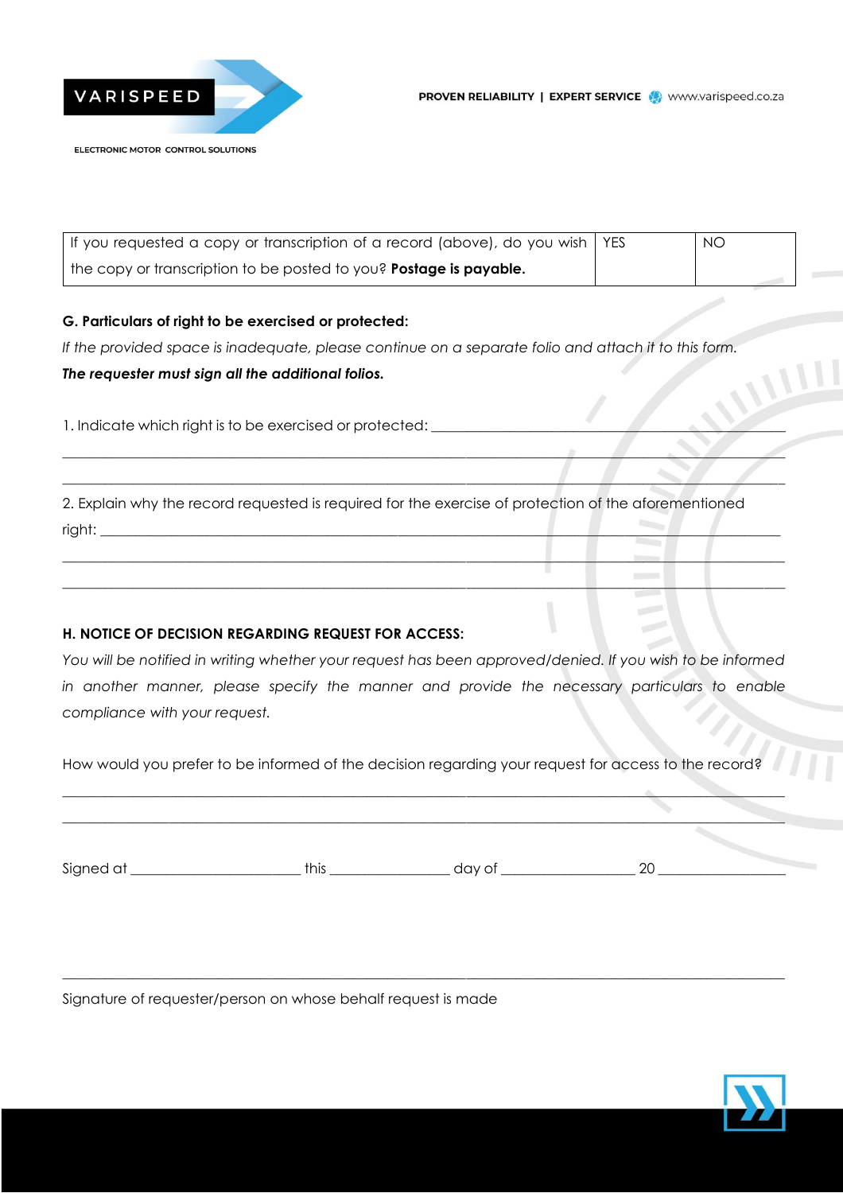| | | |
|---|---|---|
| If you requested a copy or transcription of a record (above), do you wish the copy or transcription to be posted to you? **Postage is payable.** | YES | NO |

**G. Particulars of right to be exercised or protected:**

*If the provided space is inadequate, please continue on a separate folio and attach it to this form.*

***The requester must sign all the additional folios.***

1. Indicate which right is to be exercised or protected: ______________________________________________

____________________________________________________________________________________________

____________________________________________________________________________________________

2. Explain why the record requested is required for the exercise of protection of the aforementioned right: ________________________________________________________________________________________

____________________________________________________________________________________________

____________________________________________________________________________________________

**H. NOTICE OF DECISION REGARDING REQUEST FOR ACCESS:**

*You will be notified in writing whether your request has been approved/denied. If you wish to be informed in another manner, please specify the manner and provide the necessary particulars to enable compliance with your request.*

How would you prefer to be informed of the decision regarding your request for access to the record?

____________________________________________________________________________________________

____________________________________________________________________________________________

Signed at ________________________ this __________________ day of ___________________ 20 __________________

____________________________________________________________________________________________

Signature of requester/person on whose behalf request is made